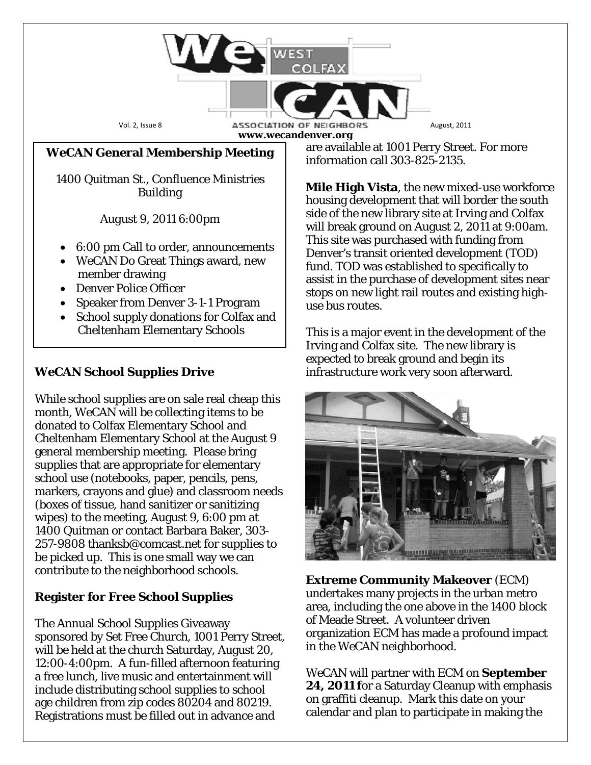# WeCAN West Colfax Association of Neighbors

Vol. 2, Issue 8 — August, 2011

www.wecandenver.org

**WeCAN General Membership Meeting**

1400 Quitman St., Confluence Ministries Building

August 9, 2011 6:00pm

- 6:00 pm Call to order, announcements
- WeCAN Do Great Things award, new member drawing
- Denver Police Officer
- Speaker from Denver 3-1-1 Program
- School supply donations for Colfax and Cheltenham Elementary Schools

## WeCAN School Supplies Drive

While school supplies are on sale real cheap this month, WeCAN will be collecting items to be donated to Colfax Elementary School and Cheltenham Elementary School at the August 9 general membership meeting. Please bring supplies that are appropriate for elementary school use (notebooks, paper, pencils, pens, markers, crayons and glue) and classroom needs (boxes of tissue, hand sanitizer or sanitizing wipes) to the meeting, August 9, 6:00 pm at 1400 Quitman or contact Barbara Baker, 303-257-9808 thanksb@comcast.net for supplies to be picked up. This is one small way we can contribute to the neighborhood schools.

## Register for Free School Supplies

The Annual School Supplies Giveaway sponsored by Set Free Church, 1001 Perry Street, will be held at the church Saturday, August 20, 12:00-4:00pm. A fun-filled afternoon featuring a free lunch, live music and entertainment will include distributing school supplies to school age children from zip codes 80204 and 80219. Registrations must be filled out in advance and are available at 1001 Perry Street. For more information call 303-825-2135.

**Mile High Vista**, the new mixed-use workforce housing development that will border the south side of the new library site at Irving and Colfax will break ground on August 2, 2011 at 9:00am. This site was purchased with funding from Denver's transit oriented development (TOD) fund. TOD was established to specifically to assist in the purchase of development sites near stops on new light rail routes and existing high-use bus routes.

This is a major event in the development of the Irving and Colfax site. The new library is expected to break ground and begin its infrastructure work very soon afterward.

**Extreme Community Makeover** (ECM) undertakes many projects in the urban metro area, including the one above in the 1400 block of Meade Street. A volunteer driven organization ECM has made a profound impact in the WeCAN neighborhood.

WeCAN will partner with ECM on **September 24, 2011 f**or a Saturday Cleanup with emphasis on graffiti cleanup. Mark this date on your calendar and plan to participate in making the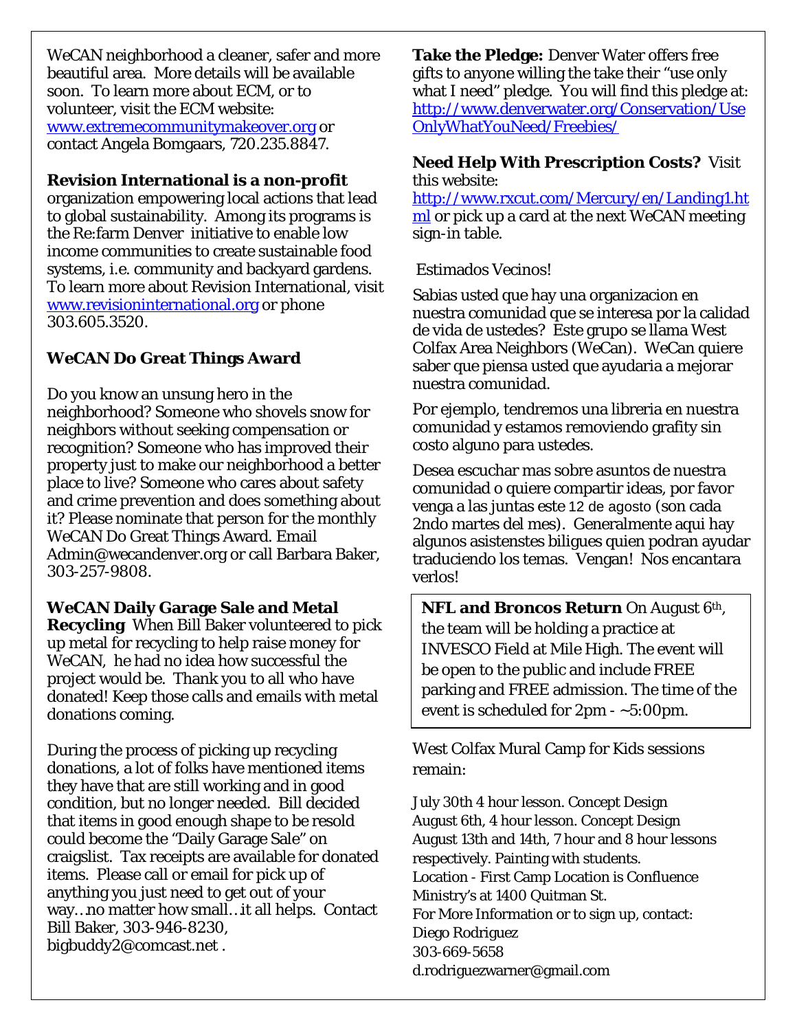WeCAN neighborhood a cleaner, safer and more beautiful area. More details will be available soon. To learn more about ECM, or to volunteer, visit the ECM website: www.extremecommunitymakeover.org or contact Angela Bomgaars, 720.235.8847.

**Revision International is a non-profit** organization empowering local actions that lead to global sustainability. Among its programs is the Re:farm Denver initiative to enable low income communities to create sustainable food systems, i.e. community and backyard gardens. To learn more about Revision International, visit www.revisioninternational.org or phone 303.605.3520.

**WeCAN Do Great Things Award**

Do you know an unsung hero in the neighborhood? Someone who shovels snow for neighbors without seeking compensation or recognition? Someone who has improved their property just to make our neighborhood a better place to live? Someone who cares about safety and crime prevention and does something about it? Please nominate that person for the monthly WeCAN Do Great Things Award. Email Admin@wecandenver.org or call Barbara Baker, 303-257-9808.

**WeCAN Daily Garage Sale and Metal Recycling** When Bill Baker volunteered to pick up metal for recycling to help raise money for WeCAN, he had no idea how successful the project would be. Thank you to all who have donated! Keep those calls and emails with metal donations coming.

During the process of picking up recycling donations, a lot of folks have mentioned items they have that are still working and in good condition, but no longer needed. Bill decided that items in good enough shape to be resold could become the "Daily Garage Sale" on craigslist. Tax receipts are available for donated items. Please call or email for pick up of anything you just need to get out of your way…no matter how small…it all helps. Contact Bill Baker, 303-946-8230, bigbuddy2@comcast.net .

**Take the Pledge:** Denver Water offers free gifts to anyone willing the take their "use only what I need" pledge. You will find this pledge at: http://www.denverwater.org/Conservation/UseOnlyWhatYouNeed/Freebies/

**Need Help With Prescription Costs?** Visit this website: http://www.rxcut.com/Mercury/en/Landing1.html or pick up a card at the next WeCAN meeting sign-in table.

Estimados Vecinos!

Sabias usted que hay una organizacion en nuestra comunidad que se interesa por la calidad de vida de ustedes? Este grupo se llama West Colfax Area Neighbors (WeCan). WeCan quiere saber que piensa usted que ayudaria a mejorar nuestra comunidad.

Por ejemplo, tendremos una libreria en nuestra comunidad y estamos removiendo grafity sin costo alguno para ustedes.

Desea escuchar mas sobre asuntos de nuestra comunidad o quiere compartir ideas, por favor venga a las juntas este 12 de agosto (son cada 2ndo martes del mes). Generalmente aqui hay algunos asistenstes biligues quien podran ayudar traduciendo los temas. Vengan! Nos encantara verlos!

**NFL and Broncos Return** On August 6th, the team will be holding a practice at INVESCO Field at Mile High. The event will be open to the public and include FREE parking and FREE admission. The time of the event is scheduled for 2pm - ~5:00pm.

West Colfax Mural Camp for Kids sessions remain:

July 30th 4 hour lesson. Concept Design
August 6th, 4 hour lesson. Concept Design
August 13th and 14th, 7 hour and 8 hour lessons respectively. Painting with students.
Location - First Camp Location is Confluence Ministry's at 1400 Quitman St.
For More Information or to sign up, contact:
Diego Rodriguez
303-669-5658
d.rodriguezwarner@gmail.com